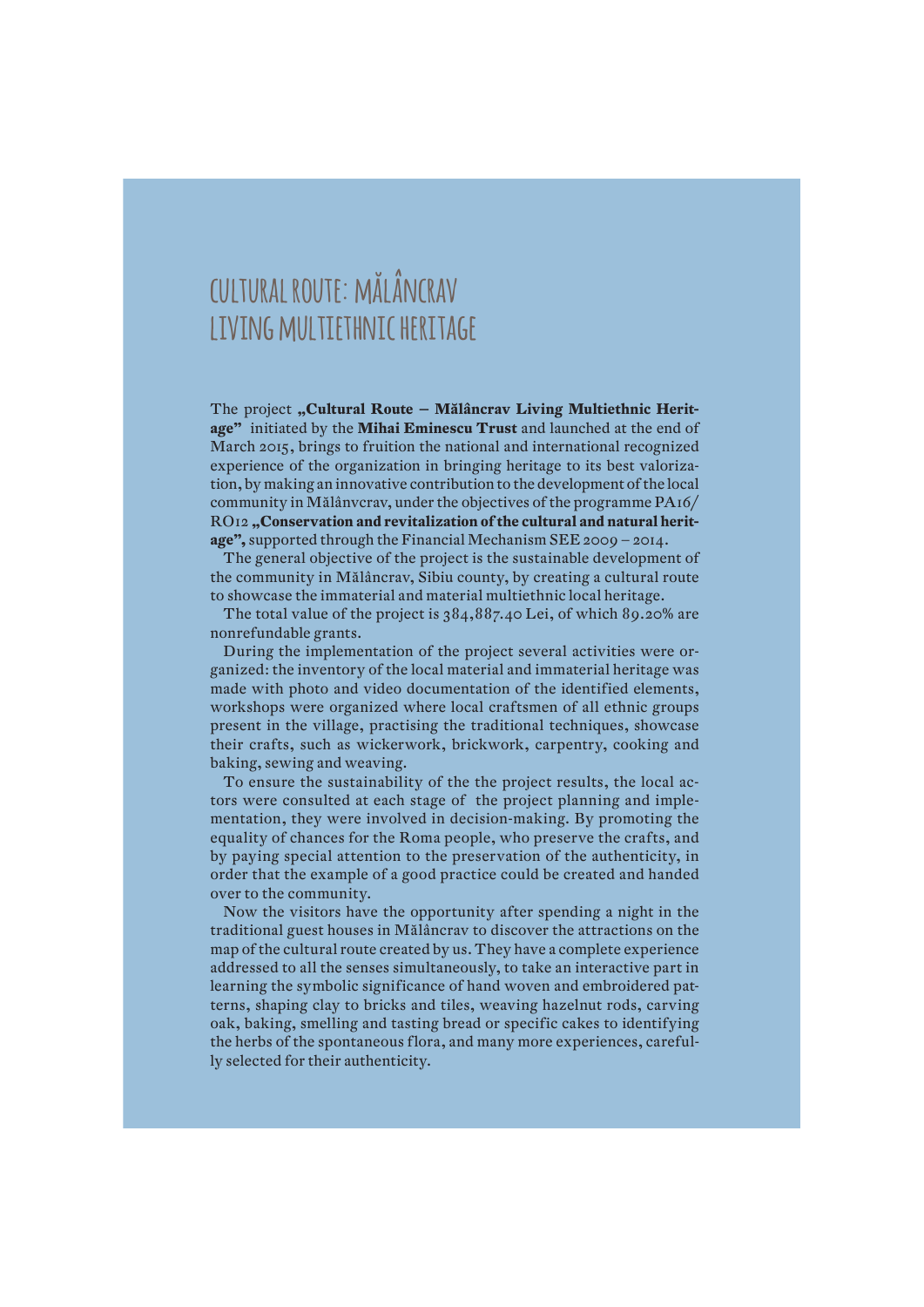# CULTURAL ROUTE: MĂLÂNCRAV LIVING MULTIETHNIC HERITAGE

The project **„Cultural Route – Mălâncrav Living Multiethnic Heritage"** initiated by the **Mihai Eminescu Trust** and launched at the end of March 2015, brings to fruition the national and international recognized experience of the organization in bringing heritage to its best valorization, by making an innovative contribution to the development of the local community in Mălânvcrav, under the objectives of the programme PA16/RO12 **„Conservation and revitalization of the cultural and natural heritage",** supported through the Financial Mechanism SEE 2009 – 2014.

The general objective of the project is the sustainable development of the community in Mălâncrav, Sibiu county, by creating a cultural route to showcase the immaterial and material multiethnic local heritage.

The total value of the project is 384,887.40 Lei, of which 89.20% are nonrefundable grants.

During the implementation of the project several activities were organized: the inventory of the local material and immaterial heritage was made with photo and video documentation of the identified elements, workshops were organized where local craftsmen of all ethnic groups present in the village, practising the traditional techniques, showcase their crafts, such as wickerwork, brickwork, carpentry, cooking and baking, sewing and weaving.

To ensure the sustainability of the the project results, the local actors were consulted at each stage of the project planning and implementation, they were involved in decision-making. By promoting the equality of chances for the Roma people, who preserve the crafts, and by paying special attention to the preservation of the authenticity, in order that the example of a good practice could be created and handed over to the community.

Now the visitors have the opportunity after spending a night in the traditional guest houses in Mălâncrav to discover the attractions on the map of the cultural route created by us. They have a complete experience addressed to all the senses simultaneously, to take an interactive part in learning the symbolic significance of hand woven and embroidered patterns, shaping clay to bricks and tiles, weaving hazelnut rods, carving oak, baking, smelling and tasting bread or specific cakes to identifying the herbs of the spontaneous flora, and many more experiences, carefully selected for their authenticity.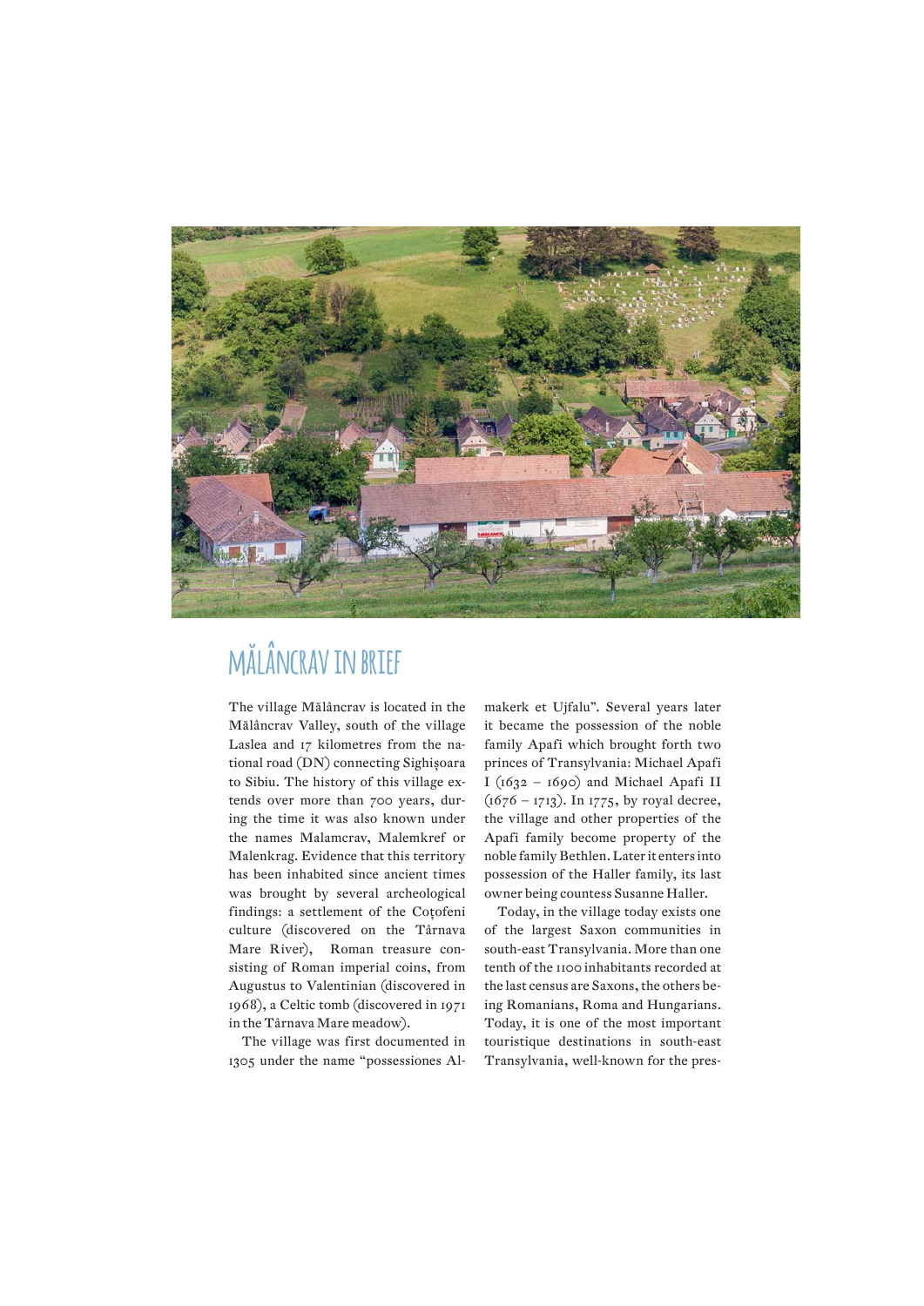# MĂLÂNCRAV IN BRIEF

The village Mălâncrav is located in the Mălâncrav Valley, south of the village Laslea and 17 kilometres from the national road (DN) connecting Sighișoara to Sibiu. The history of this village extends over more than 700 years, during the time it was also known under the names Malamcrav, Malemkref or Malenkrag. Evidence that this territory has been inhabited since ancient times was brought by several archeological findings: a settlement of the Coțofeni culture (discovered on the Târnava Mare River), Roman treasure consisting of Roman imperial coins, from Augustus to Valentinian (discovered in 1968), a Celtic tomb (discovered in 1971 in the Târnava Mare meadow).

The village was first documented in 1305 under the name "possessiones Almakerk et Ujfalu". Several years later it became the possession of the noble family Apafi which brought forth two princes of Transylvania: Michael Apafi I (1632 – 1690) and Michael Apafi II (1676 – 1713). In 1775, by royal decree, the village and other properties of the Apafi family become property of the noble family Bethlen. Later it enters into possession of the Haller family, its last owner being countess Susanne Haller.

Today, in the village today exists one of the largest Saxon communities in south-east Transylvania. More than one tenth of the 1100 inhabitants recorded at the last census are Saxons, the others being Romanians, Roma and Hungarians. Today, it is one of the most important touristique destinations in south-east Transylvania, well-known for the pres-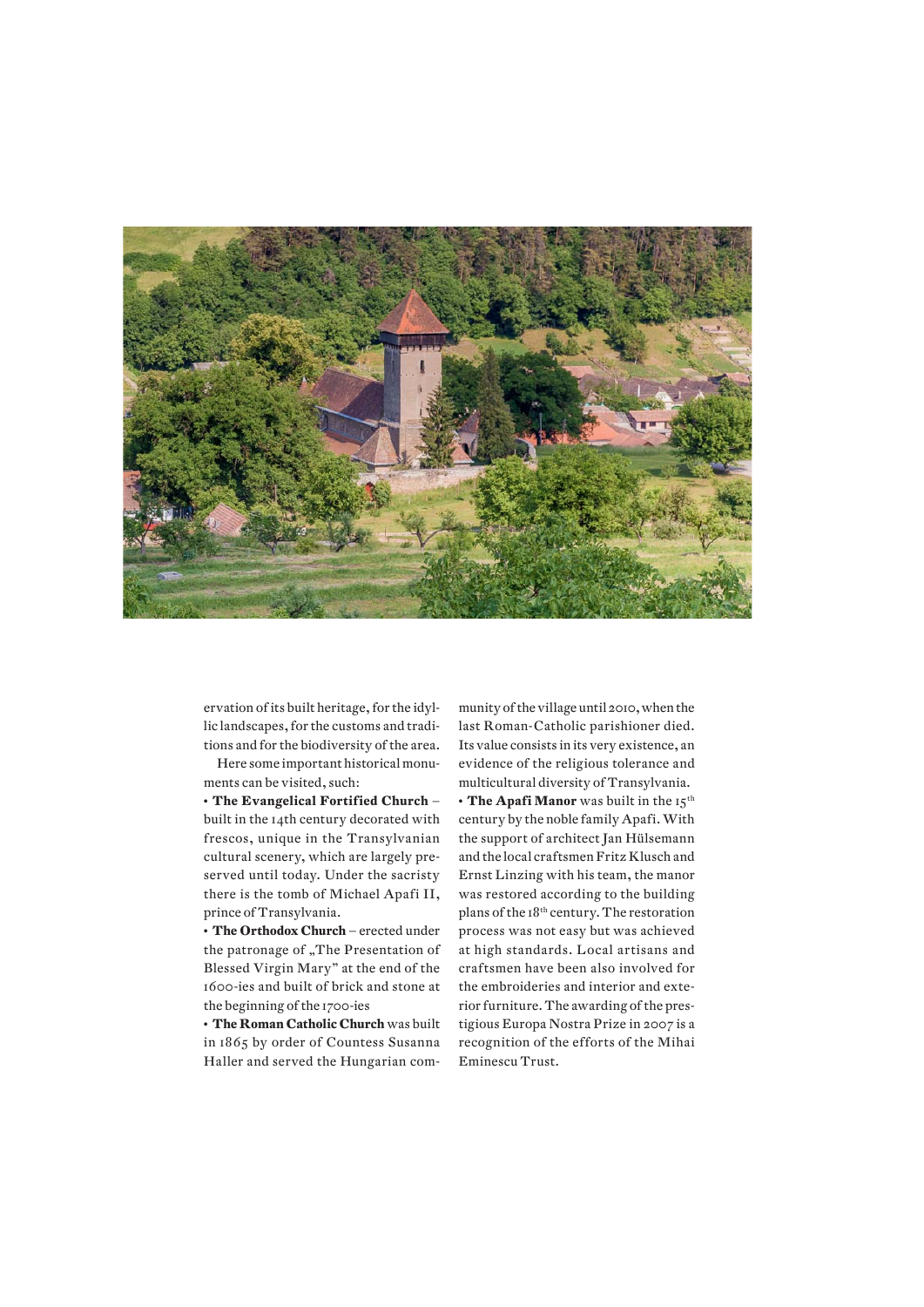ervation of its built heritage, for the idyllic landscapes, for the customs and traditions and for the biodiversity of the area.

Here some important historical monuments can be visited, such:

- **The Evangelical Fortified Church** – built in the 14th century decorated with frescos, unique in the Transylvanian cultural scenery, which are largely preserved until today. Under the sacristy there is the tomb of Michael Apafi II, prince of Transylvania.
- **The Orthodox Church** – erected under the patronage of „The Presentation of Blessed Virgin Mary" at the end of the 1600-ies and built of brick and stone at the beginning of the 1700-ies
- **The Roman Catholic Church** was built in 1865 by order of Countess Susanna Haller and served the Hungarian community of the village until 2010, when the last Roman-Catholic parishioner died. Its value consists in its very existence, an evidence of the religious tolerance and multicultural diversity of Transylvania.
- **The Apafi Manor** was built in the 15th century by the noble family Apafi. With the support of architect Jan Hülsemann and the local craftsmen Fritz Klusch and Ernst Linzing with his team, the manor was restored according to the building plans of the 18th century. The restoration process was not easy but was achieved at high standards. Local artisans and craftsmen have been also involved for the embroideries and interior and exterior furniture. The awarding of the prestigious Europa Nostra Prize in 2007 is a recognition of the efforts of the Mihai Eminescu Trust.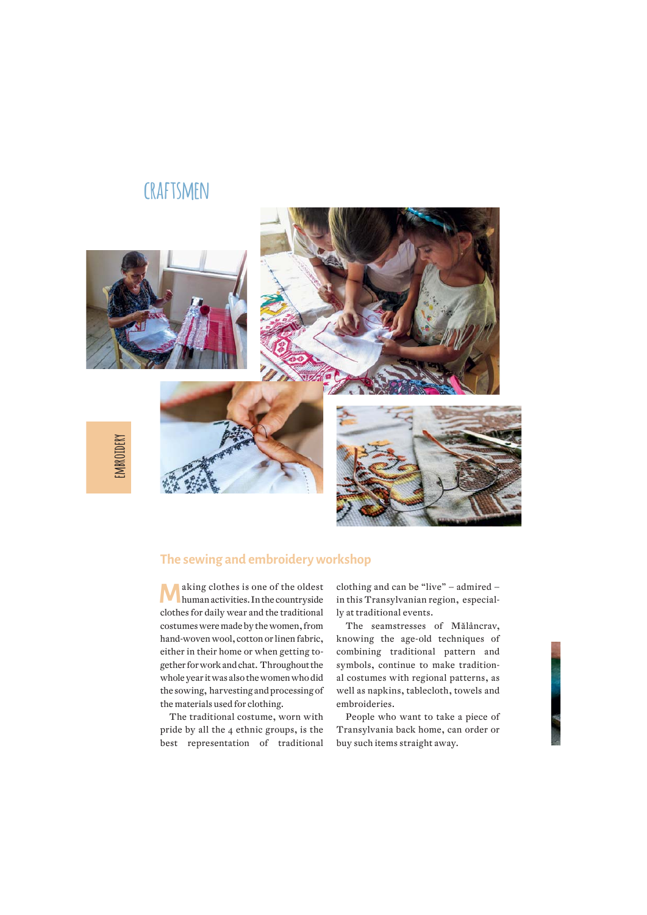# CRAFTSMEN

EMBROIDERY

## The sewing and embroidery workshop

Making clothes is one of the oldest human activities. In the countryside clothes for daily wear and the traditional costumes were made by the women, from hand-woven wool, cotton or linen fabric, either in their home or when getting together for work and chat. Throughout the whole year it was also the women who did the sowing, harvesting and processing of the materials used for clothing.

The traditional costume, worn with pride by all the 4 ethnic groups, is the best representation of traditional clothing and can be "live" – admired – in this Transylvanian region, especially at traditional events.

The seamstresses of Mălâncrav, knowing the age-old techniques of combining traditional pattern and symbols, continue to make traditional costumes with regional patterns, as well as napkins, tablecloth, towels and embroideries.

People who want to take a piece of Transylvania back home, can order or buy such items straight away.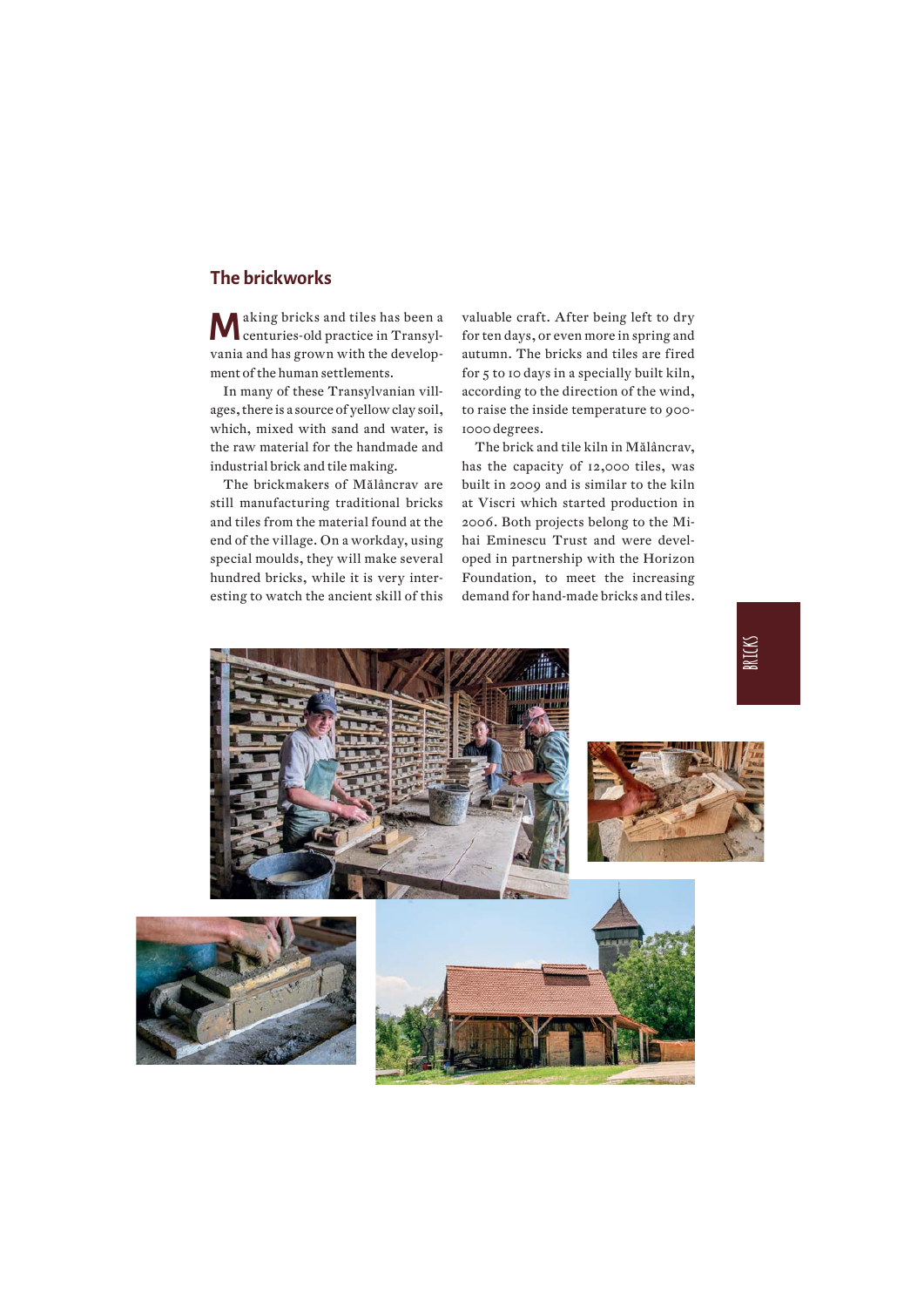## The brickworks

Making bricks and tiles has been a centuries-old practice in Transylvania and has grown with the development of the human settlements.

In many of these Transylvanian villages, there is a source of yellow clay soil, which, mixed with sand and water, is the raw material for the handmade and industrial brick and tile making.

The brickmakers of Mălâncrav are still manufacturing traditional bricks and tiles from the material found at the end of the village. On a workday, using special moulds, they will make several hundred bricks, while it is very interesting to watch the ancient skill of this valuable craft. After being left to dry for ten days, or even more in spring and autumn. The bricks and tiles are fired for 5 to 10 days in a specially built kiln, according to the direction of the wind, to raise the inside temperature to 900-1000 degrees.

The brick and tile kiln in Mălâncrav, has the capacity of 12,000 tiles, was built in 2009 and is similar to the kiln at Viscri which started production in 2006. Both projects belong to the Mihai Eminescu Trust and were developed in partnership with the Horizon Foundation, to meet the increasing demand for hand-made bricks and tiles.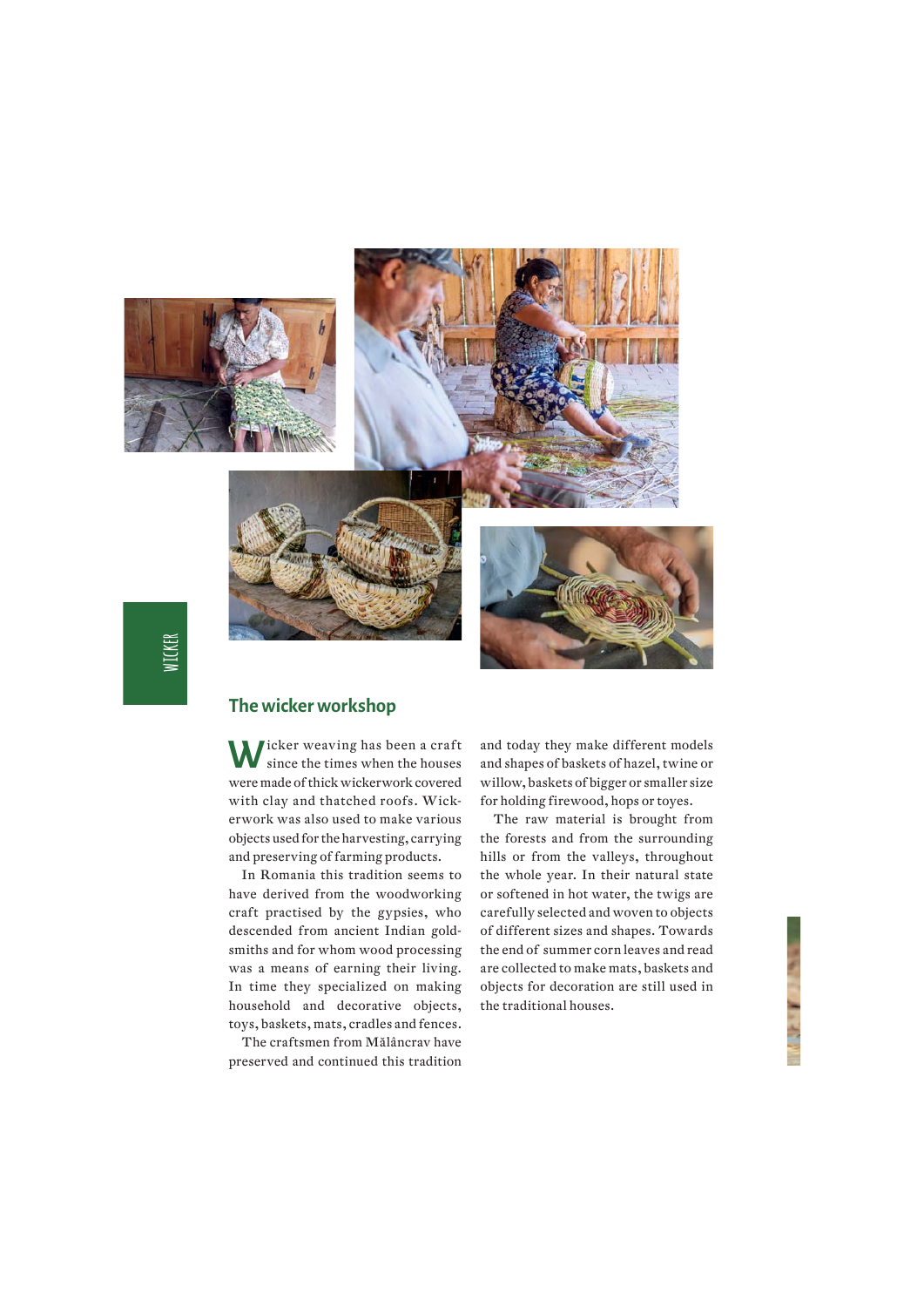## The wicker workshop

Wicker weaving has been a craft since the times when the houses were made of thick wickerwork covered with clay and thatched roofs. Wickerwork was also used to make various objects used for the harvesting, carrying and preserving of farming products.

In Romania this tradition seems to have derived from the woodworking craft practised by the gypsies, who descended from ancient Indian goldsmiths and for whom wood processing was a means of earning their living. In time they specialized on making household and decorative objects, toys, baskets, mats, cradles and fences.

The craftsmen from Mălâncrav have preserved and continued this tradition and today they make different models and shapes of baskets of hazel, twine or willow, baskets of bigger or smaller size for holding firewood, hops or toyes.

The raw material is brought from the forests and from the surrounding hills or from the valleys, throughout the whole year. In their natural state or softened in hot water, the twigs are carefully selected and woven to objects of different sizes and shapes. Towards the end of summer corn leaves and read are collected to make mats, baskets and objects for decoration are still used in the traditional houses.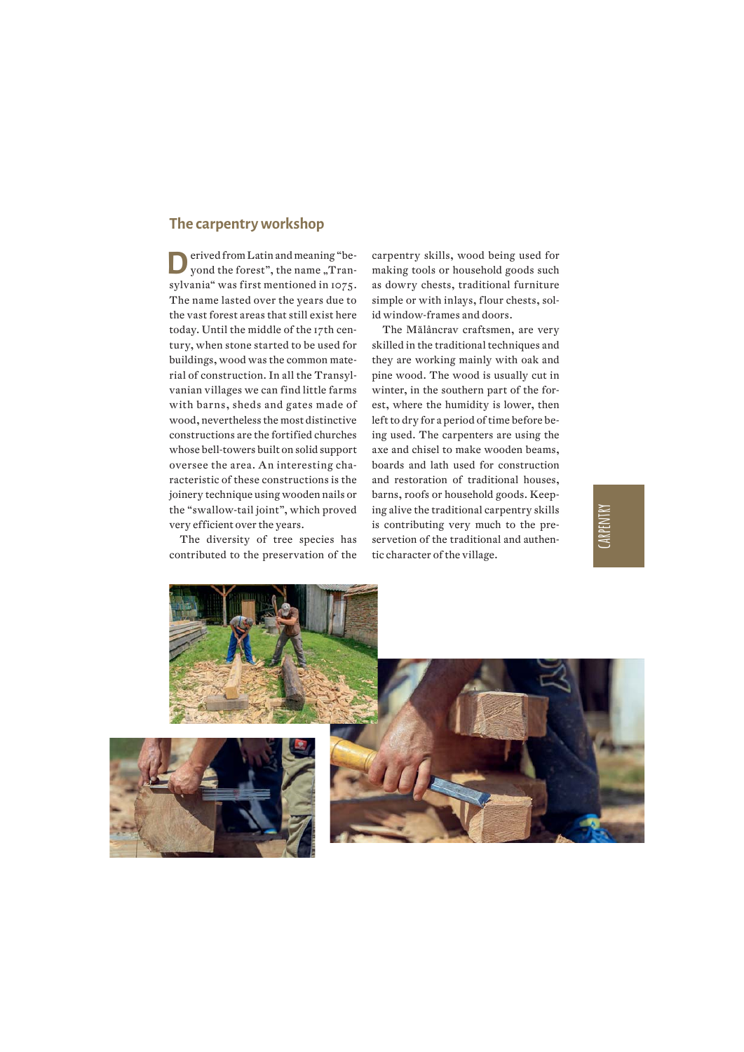## The carpentry workshop

Derived from Latin and meaning "beyond the forest", the name „Transylvania" was first mentioned in 1075. The name lasted over the years due to the vast forest areas that still exist here today. Until the middle of the 17th century, when stone started to be used for buildings, wood was the common material of construction. In all the Transylvanian villages we can find little farms with barns, sheds and gates made of wood, nevertheless the most distinctive constructions are the fortified churches whose bell-towers built on solid support oversee the area. An interesting characteristic of these constructions is the joinery technique using wooden nails or the "swallow-tail joint", which proved very efficient over the years.

The diversity of tree species has contributed to the preservation of the carpentry skills, wood being used for making tools or household goods such as dowry chests, traditional furniture simple or with inlays, flour chests, solid window-frames and doors.

The Mălâncrav craftsmen, are very skilled in the traditional techniques and they are working mainly with oak and pine wood. The wood is usually cut in winter, in the southern part of the forest, where the humidity is lower, then left to dry for a period of time before being used. The carpenters are using the axe and chisel to make wooden beams, boards and lath used for construction and restoration of traditional houses, barns, roofs or household goods. Keeping alive the traditional carpentry skills is contributing very much to the preservation of the traditional and authentic character of the village.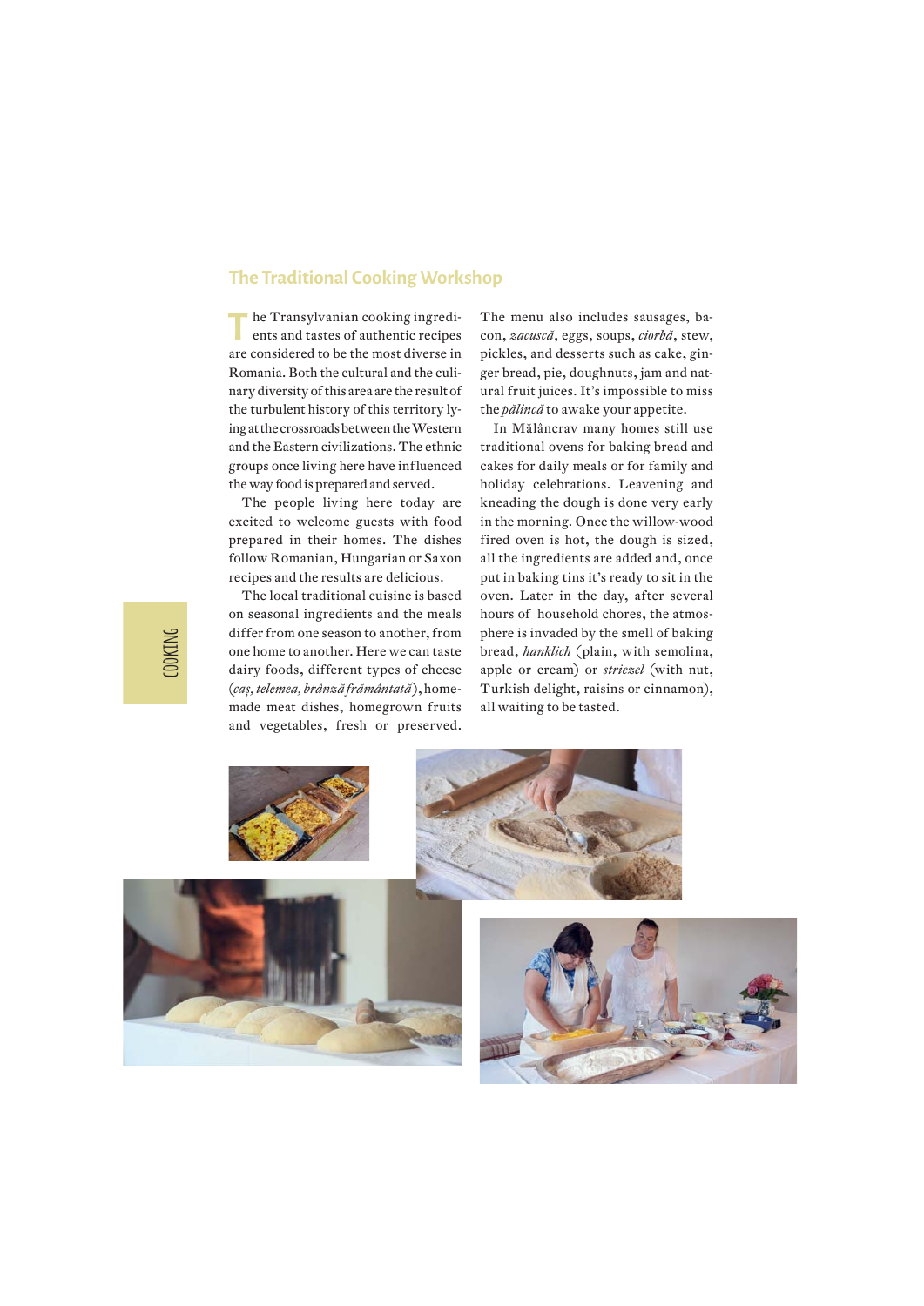## The Traditional Cooking Workshop

The Transylvanian cooking ingredients and tastes of authentic recipes are considered to be the most diverse in Romania. Both the cultural and the culinary diversity of this area are the result of the turbulent history of this territory lying at the crossroads between the Western and the Eastern civilizations. The ethnic groups once living here have influenced the way food is prepared and served.

The people living here today are excited to welcome guests with food prepared in their homes. The dishes follow Romanian, Hungarian or Saxon recipes and the results are delicious.

The local traditional cuisine is based on seasonal ingredients and the meals differ from one season to another, from one home to another. Here we can taste dairy foods, different types of cheese (*caș, telemea, brânză frământată*), homemade meat dishes, homegrown fruits and vegetables, fresh or preserved. The menu also includes sausages, bacon, *zacuscă*, eggs, soups, *ciorbă*, stew, pickles, and desserts such as cake, ginger bread, pie, doughnuts, jam and natural fruit juices. It's impossible to miss the *pălincă* to awake your appetite.

In Mălâncrav many homes still use traditional ovens for baking bread and cakes for daily meals or for family and holiday celebrations. Leavening and kneading the dough is done very early in the morning. Once the willow-wood fired oven is hot, the dough is sized, all the ingredients are added and, once put in baking tins it's ready to sit in the oven. Later in the day, after several hours of household chores, the atmosphere is invaded by the smell of baking bread, *hanklich* (plain, with semolina, apple or cream) or *striezel* (with nut, Turkish delight, raisins or cinnamon), all waiting to be tasted.